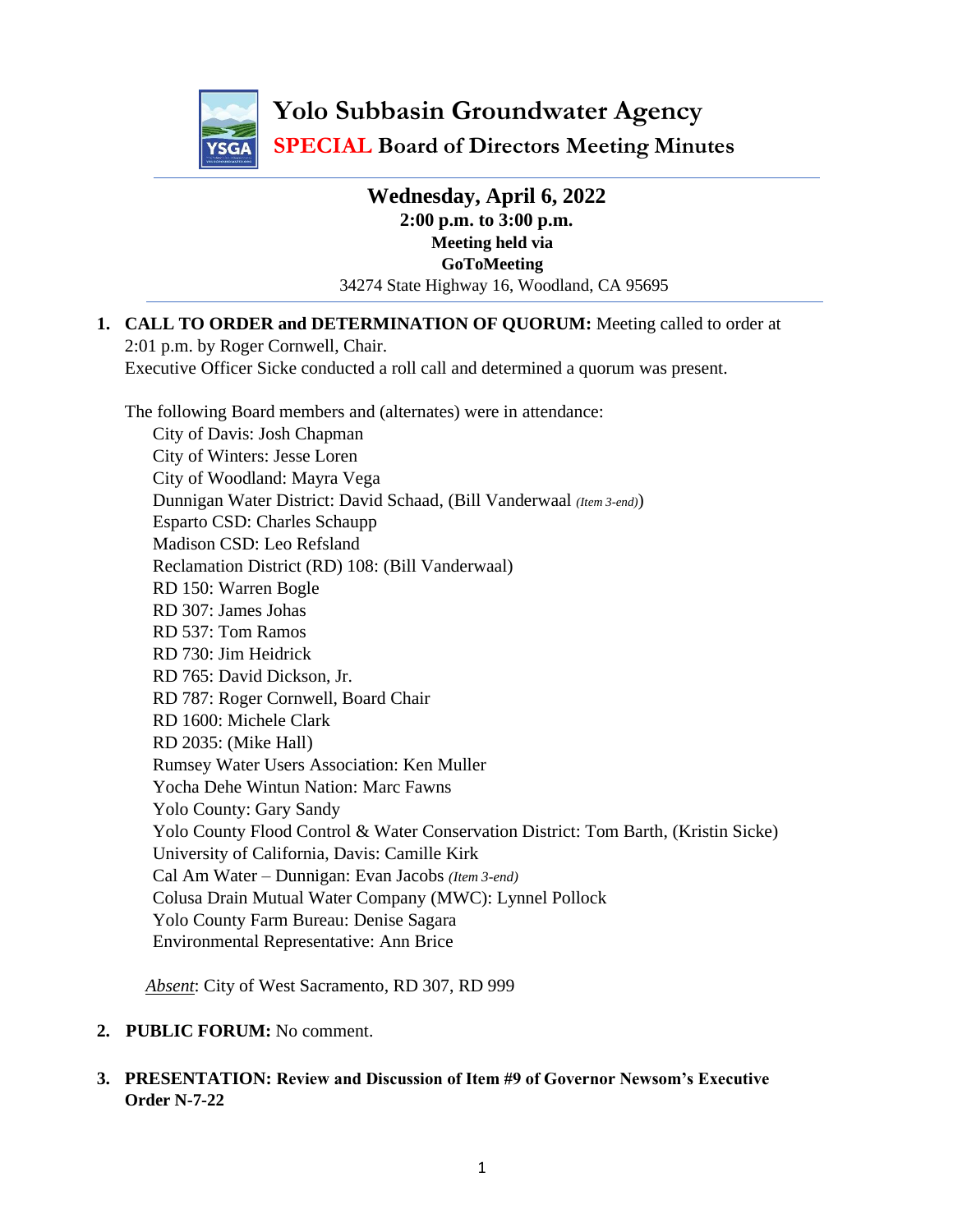# Yolo Subbasin Groundwater Agency

## SPECIAL Board of Directors Meeting Minutes

**Wednesday, April 6, 2022**
**2:00 p.m. to 3:00 p.m.**
**Meeting held via**
**GoToMeeting**
34274 State Highway 16, Woodland, CA 95695

1. **CALL TO ORDER and DETERMINATION OF QUORUM:** Meeting called to order at 2:01 p.m. by Roger Cornwell, Chair.
   Executive Officer Sicke conducted a roll call and determined a quorum was present.

   The following Board members and (alternates) were in attendance:
   - City of Davis: Josh Chapman
   - City of Winters: Jesse Loren
   - City of Woodland: Mayra Vega
   - Dunnigan Water District: David Schaad, (Bill Vanderwaal *(Item 3-end)*)
   - Esparto CSD: Charles Schaupp
   - Madison CSD: Leo Refsland
   - Reclamation District (RD) 108: (Bill Vanderwaal)
   - RD 150: Warren Bogle
   - RD 307: James Johas
   - RD 537: Tom Ramos
   - RD 730: Jim Heidrick
   - RD 765: David Dickson, Jr.
   - RD 787: Roger Cornwell, Board Chair
   - RD 1600: Michele Clark
   - RD 2035: (Mike Hall)
   - Rumsey Water Users Association: Ken Muller
   - Yocha Dehe Wintun Nation: Marc Fawns
   - Yolo County: Gary Sandy
   - Yolo County Flood Control & Water Conservation District: Tom Barth, (Kristin Sicke)
   - University of California, Davis: Camille Kirk
   - Cal Am Water – Dunnigan: Evan Jacobs *(Item 3-end)*
   - Colusa Drain Mutual Water Company (MWC): Lynnel Pollock
   - Yolo County Farm Bureau: Denise Sagara
   - Environmental Representative: Ann Brice

   *Absent*: City of West Sacramento, RD 307, RD 999

2. **PUBLIC FORUM:** No comment.

3. **PRESENTATION: Review and Discussion of Item #9 of Governor Newsom's Executive Order N-7-22**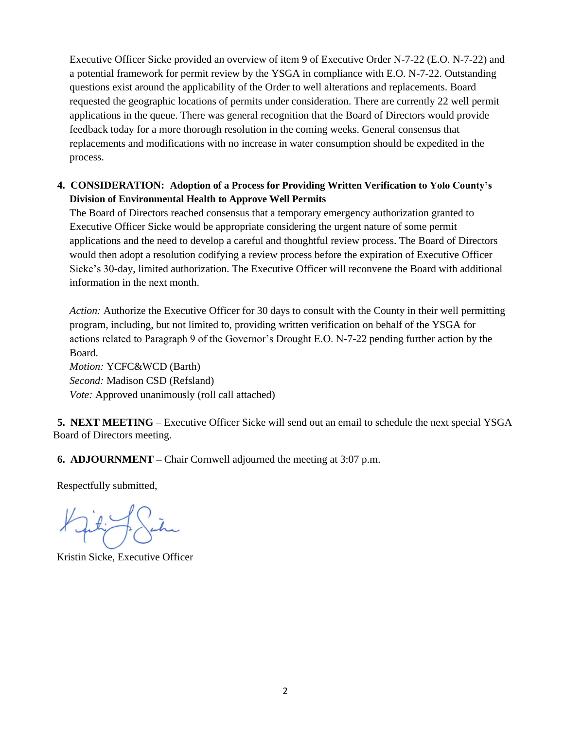Executive Officer Sicke provided an overview of item 9 of Executive Order N-7-22 (E.O. N-7-22) and a potential framework for permit review by the YSGA in compliance with E.O. N-7-22. Outstanding questions exist around the applicability of the Order to well alterations and replacements. Board requested the geographic locations of permits under consideration. There are currently 22 well permit applications in the queue. There was general recognition that the Board of Directors would provide feedback today for a more thorough resolution in the coming weeks. General consensus that replacements and modifications with no increase in water consumption should be expedited in the process.

4. **CONSIDERATION: Adoption of a Process for Providing Written Verification to Yolo County's Division of Environmental Health to Approve Well Permits**

   The Board of Directors reached consensus that a temporary emergency authorization granted to Executive Officer Sicke would be appropriate considering the urgent nature of some permit applications and the need to develop a careful and thoughtful review process. The Board of Directors would then adopt a resolution codifying a review process before the expiration of Executive Officer Sicke's 30-day, limited authorization. The Executive Officer will reconvene the Board with additional information in the next month.

   *Action:* Authorize the Executive Officer for 30 days to consult with the County in their well permitting program, including, but not limited to, providing written verification on behalf of the YSGA for actions related to Paragraph 9 of the Governor's Drought E.O. N-7-22 pending further action by the Board.
   *Motion:* YCFC&WCD (Barth)
   *Second:* Madison CSD (Refsland)
   *Vote:* Approved unanimously (roll call attached)

5. **NEXT MEETING** – Executive Officer Sicke will send out an email to schedule the next special YSGA Board of Directors meeting.

6. **ADJOURNMENT –** Chair Cornwell adjourned the meeting at 3:07 p.m.

Respectfully submitted,

Kristin Sicke, Executive Officer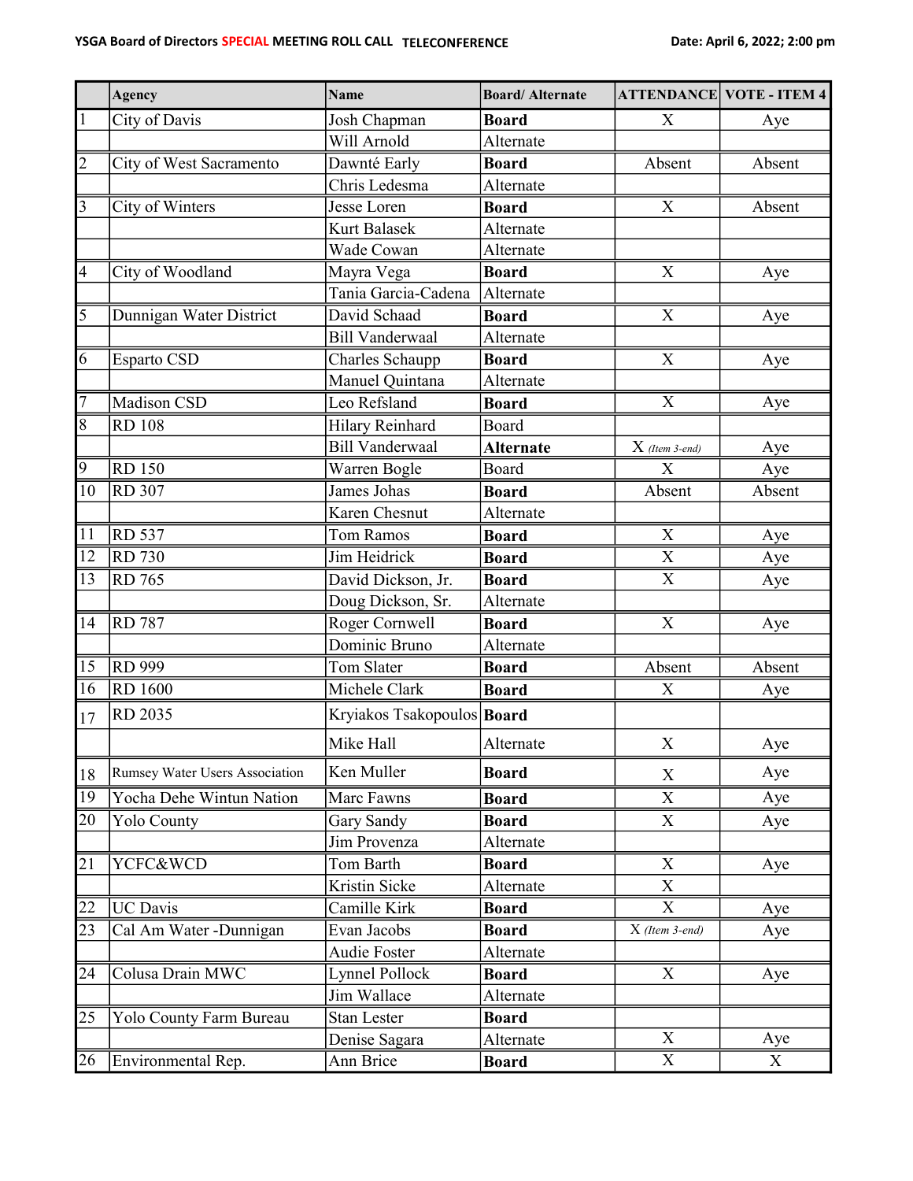**YSGA Board of Directors SPECIAL MEETING ROLL CALL TELECONFERENCE** **Date: April 6, 2022; 2:00 pm**

| | Agency | Name | Board/ Alternate | ATTENDANCE | VOTE - ITEM 4 |
|---|---|---|---|---|---|
| 1 | City of Davis | Josh Chapman | **Board** | X | Aye |
| | | Will Arnold | Alternate | | |
| 2 | City of West Sacramento | Dawnté Early | **Board** | Absent | Absent |
| | | Chris Ledesma | Alternate | | |
| 3 | City of Winters | Jesse Loren | **Board** | X | Absent |
| | | Kurt Balasek | Alternate | | |
| | | Wade Cowan | Alternate | | |
| 4 | City of Woodland | Mayra Vega | **Board** | X | Aye |
| | | Tania Garcia-Cadena | Alternate | | |
| 5 | Dunnigan Water District | David Schaad | **Board** | X | Aye |
| | | Bill Vanderwaal | Alternate | | |
| 6 | Esparto CSD | Charles Schaupp | **Board** | X | Aye |
| | | Manuel Quintana | Alternate | | |
| 7 | Madison CSD | Leo Refsland | **Board** | X | Aye |
| 8 | RD 108 | Hilary Reinhard | Board | | |
| | | Bill Vanderwaal | **Alternate** | X *(Item 3-end)* | Aye |
| 9 | RD 150 | Warren Bogle | Board | X | Aye |
| 10 | RD 307 | James Johas | **Board** | Absent | Absent |
| | | Karen Chesnut | Alternate | | |
| 11 | RD 537 | Tom Ramos | **Board** | X | Aye |
| 12 | RD 730 | Jim Heidrick | **Board** | X | Aye |
| 13 | RD 765 | David Dickson, Jr. | **Board** | X | Aye |
| | | Doug Dickson, Sr. | Alternate | | |
| 14 | RD 787 | Roger Cornwell | **Board** | X | Aye |
| | | Dominic Bruno | Alternate | | |
| 15 | RD 999 | Tom Slater | **Board** | Absent | Absent |
| 16 | RD 1600 | Michele Clark | **Board** | X | Aye |
| 17 | RD 2035 | Kryiakos Tsakopoulos | **Board** | | |
| | | Mike Hall | Alternate | X | Aye |
| 18 | Rumsey Water Users Association | Ken Muller | **Board** | X | Aye |
| 19 | Yocha Dehe Wintun Nation | Marc Fawns | **Board** | X | Aye |
| 20 | Yolo County | Gary Sandy | **Board** | X | Aye |
| | | Jim Provenza | Alternate | | |
| 21 | YCFC&WCD | Tom Barth | **Board** | X | Aye |
| | | Kristin Sicke | Alternate | X | |
| 22 | UC Davis | Camille Kirk | **Board** | X | Aye |
| 23 | Cal Am Water -Dunnigan | Evan Jacobs | **Board** | X *(Item 3-end)* | Aye |
| | | Audie Foster | Alternate | | |
| 24 | Colusa Drain MWC | Lynnel Pollock | **Board** | X | Aye |
| | | Jim Wallace | Alternate | | |
| 25 | Yolo County Farm Bureau | Stan Lester | **Board** | | |
| | | Denise Sagara | Alternate | X | Aye |
| 26 | Environmental Rep. | Ann Brice | **Board** | X | X |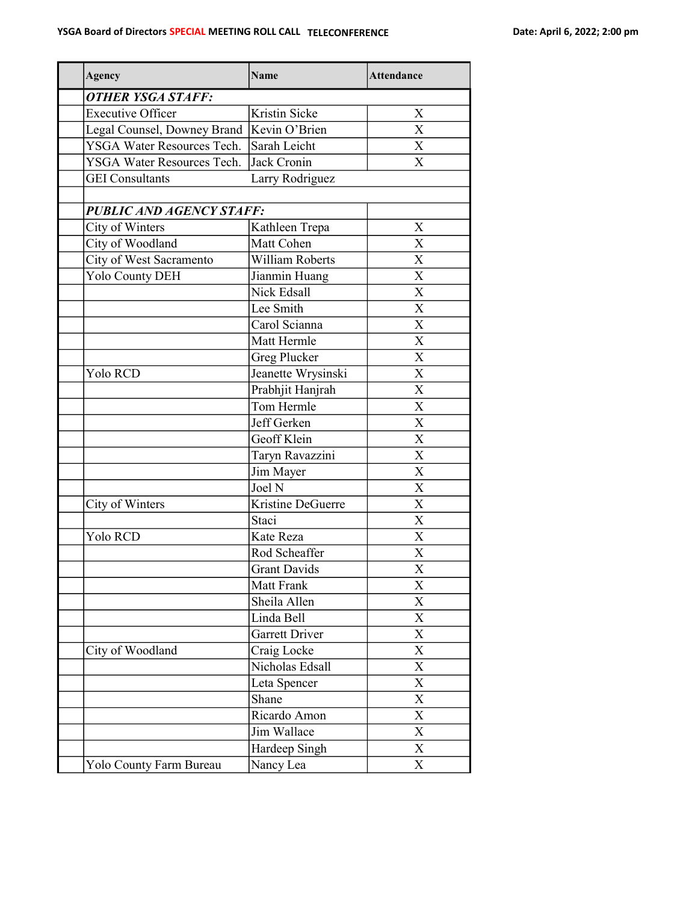**YSGA Board of Directors SPECIAL MEETING ROLL CALL TELECONFERENCE** **Date: April 6, 2022; 2:00 pm**

| | Agency | Name | Attendance |
|---|---|---|---|
| | ***OTHER YSGA STAFF:*** | | |
| | Executive Officer | Kristin Sicke | X |
| | Legal Counsel, Downey Brand | Kevin O'Brien | X |
| | YSGA Water Resources Tech. | Sarah Leicht | X |
| | YSGA Water Resources Tech. | Jack Cronin | X |
| | GEI Consultants | Larry Rodriguez | |
| | | | |
| | ***PUBLIC AND AGENCY STAFF:*** | | |
| | City of Winters | Kathleen Trepa | X |
| | City of Woodland | Matt Cohen | X |
| | City of West Sacramento | William Roberts | X |
| | Yolo County DEH | Jianmin Huang | X |
| | | Nick Edsall | X |
| | | Lee Smith | X |
| | | Carol Scianna | X |
| | | Matt Hermle | X |
| | | Greg Plucker | X |
| | Yolo RCD | Jeanette Wrysinski | X |
| | | Prabhjit Hanjrah | X |
| | | Tom Hermle | X |
| | | Jeff Gerken | X |
| | | Geoff Klein | X |
| | | Taryn Ravazzini | X |
| | | Jim Mayer | X |
| | | Joel N | X |
| | City of Winters | Kristine DeGuerre | X |
| | | Staci | X |
| | Yolo RCD | Kate Reza | X |
| | | Rod Scheaffer | X |
| | | Grant Davids | X |
| | | Matt Frank | X |
| | | Sheila Allen | X |
| | | Linda Bell | X |
| | | Garrett Driver | X |
| | City of Woodland | Craig Locke | X |
| | | Nicholas Edsall | X |
| | | Leta Spencer | X |
| | | Shane | X |
| | | Ricardo Amon | X |
| | | Jim Wallace | X |
| | | Hardeep Singh | X |
| | Yolo County Farm Bureau | Nancy Lea | X |